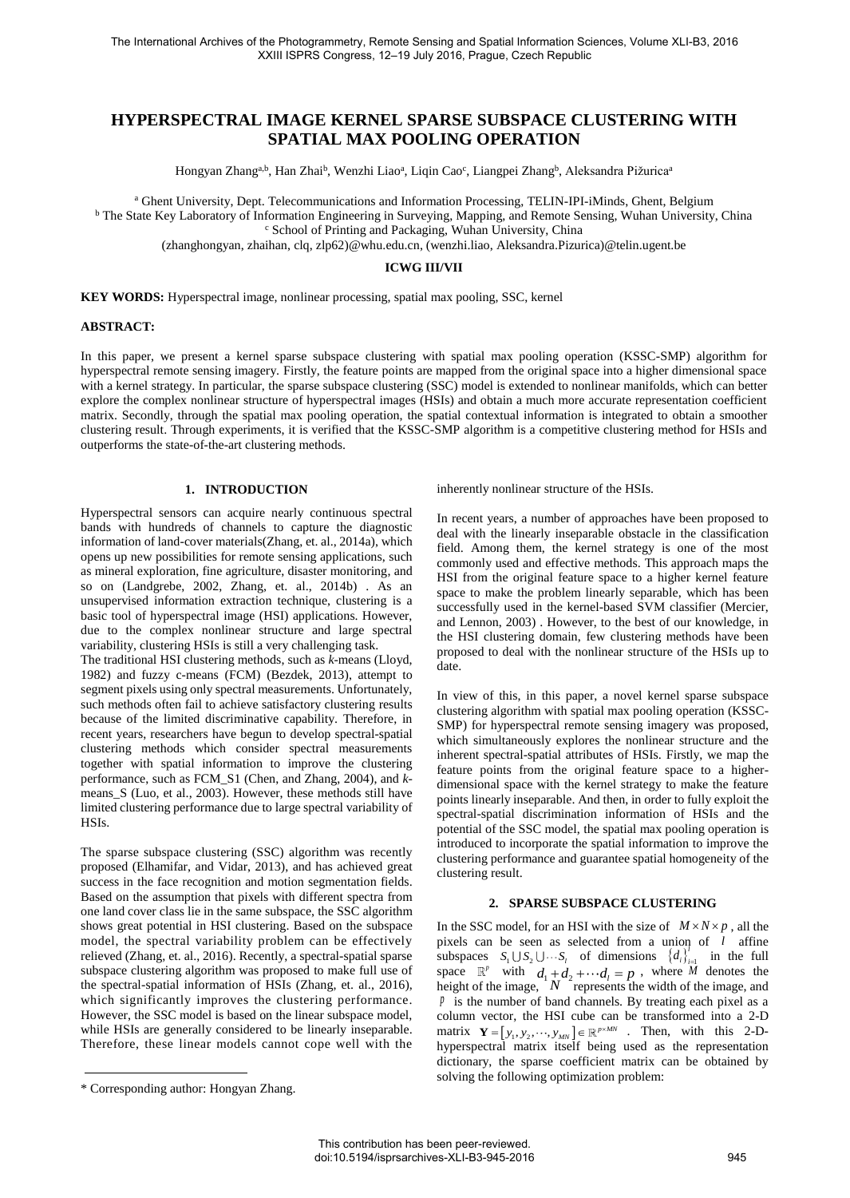# HYPERSPECTRAL IMAGE KERNEL SPARSE SUBSPACE CLUSTERING WITH SPATIAL MAX POOLING OPERATION

Hongyan Zhang[a,b], Han Zhai[b], Wenzhi Liao[a], Liqin Cao[c], Liangpei Zhang[b], Aleksandra Pižurica[a]

[a] Ghent University, Dept. Telecommunications and Information Processing, TELIN-IPI-iMinds, Ghent, Belgium
[b] The State Key Laboratory of Information Engineering in Surveying, Mapping, and Remote Sensing, Wuhan University, China
[c] School of Printing and Packaging, Wuhan University, China
(zhanghongyan, zhaihan, clq, zlp62)@whu.edu.cn, (wenzhi.liao, Aleksandra.Pizurica)@telin.ugent.be

**ICWG III/VII**

**KEY WORDS:** Hyperspectral image, nonlinear processing, spatial max pooling, SSC, kernel

**ABSTRACT:**

In this paper, we present a kernel sparse subspace clustering with spatial max pooling operation (KSSC-SMP) algorithm for hyperspectral remote sensing imagery. Firstly, the feature points are mapped from the original space into a higher dimensional space with a kernel strategy. In particular, the sparse subspace clustering (SSC) model is extended to nonlinear manifolds, which can better explore the complex nonlinear structure of hyperspectral images (HSIs) and obtain a much more accurate representation coefficient matrix. Secondly, through the spatial max pooling operation, the spatial contextual information is integrated to obtain a smoother clustering result. Through experiments, it is verified that the KSSC-SMP algorithm is a competitive clustering method for HSIs and outperforms the state-of-the-art clustering methods.

## 1. INTRODUCTION

Hyperspectral sensors can acquire nearly continuous spectral bands with hundreds of channels to capture the diagnostic information of land-cover materials(Zhang, et. al., 2014a), which opens up new possibilities for remote sensing applications, such as mineral exploration, fine agriculture, disaster monitoring, and so on (Landgrebe, 2002, Zhang, et. al., 2014b) . As an unsupervised information extraction technique, clustering is a basic tool of hyperspectral image (HSI) applications. However, due to the complex nonlinear structure and large spectral variability, clustering HSIs is still a very challenging task.

The traditional HSI clustering methods, such as *k*-means (Lloyd, 1982) and fuzzy c-means (FCM) (Bezdek, 2013), attempt to segment pixels using only spectral measurements. Unfortunately, such methods often fail to achieve satisfactory clustering results because of the limited discriminative capability. Therefore, in recent years, researchers have begun to develop spectral-spatial clustering methods which consider spectral measurements together with spatial information to improve the clustering performance, such as FCM_S1 (Chen, and Zhang, 2004), and *k*-means_S (Luo, et al., 2003). However, these methods still have limited clustering performance due to large spectral variability of HSIs.

The sparse subspace clustering (SSC) algorithm was recently proposed (Elhamifar, and Vidar, 2013), and has achieved great success in the face recognition and motion segmentation fields. Based on the assumption that pixels with different spectra from one land cover class lie in the same subspace, the SSC algorithm shows great potential in HSI clustering. Based on the subspace model, the spectral variability problem can be effectively relieved (Zhang, et. al., 2016). Recently, a spectral-spatial sparse subspace clustering algorithm was proposed to make full use of the spectral-spatial information of HSIs (Zhang, et. al., 2016), which significantly improves the clustering performance. However, the SSC model is based on the linear subspace model, while HSIs are generally considered to be linearly inseparable. Therefore, these linear models cannot cope well with the inherently nonlinear structure of the HSIs.

In recent years, a number of approaches have been proposed to deal with the linearly inseparable obstacle in the classification field. Among them, the kernel strategy is one of the most commonly used and effective methods. This approach maps the HSI from the original feature space to a higher kernel feature space to make the problem linearly separable, which has been successfully used in the kernel-based SVM classifier (Mercier, and Lennon, 2003) . However, to the best of our knowledge, in the HSI clustering domain, few clustering methods have been proposed to deal with the nonlinear structure of the HSIs up to date.

In view of this, in this paper, a novel kernel sparse subspace clustering algorithm with spatial max pooling operation (KSSC-SMP) for hyperspectral remote sensing imagery was proposed, which simultaneously explores the nonlinear structure and the inherent spectral-spatial attributes of HSIs. Firstly, we map the feature points from the original feature space to a higher-dimensional space with the kernel strategy to make the feature points linearly inseparable. And then, in order to fully exploit the spectral-spatial discrimination information of HSIs and the potential of the SSC model, the spatial max pooling operation is introduced to incorporate the spatial information to improve the clustering performance and guarantee spatial homogeneity of the clustering result.

## 2. SPARSE SUBSPACE CLUSTERING

In the SSC model, for an HSI with the size of $M \times N \times p$, all the pixels can be seen as selected from a union of $l$ affine subspaces $S_1 \cup S_2 \cup \cdots S_l$ of dimensions $\{d_i\}_{i=1}^{l}$ in the full space $\mathbb{R}^p$ with $d_1 + d_2 + \cdots d_l = p$, where $M$ denotes the height of the image, $N$ represents the width of the image, and $p$ is the number of band channels. By treating each pixel as a column vector, the HSI cube can be transformed into a 2-D matrix $\mathbf{Y} = [y_1, y_2, \cdots, y_{MN}] \in \mathbb{R}^{p \times MN}$. Then, with this 2-D-hyperspectral matrix itself being used as the representation dictionary, the sparse coefficient matrix can be obtained by solving the following optimization problem:

\* Corresponding author: Hongyan Zhang.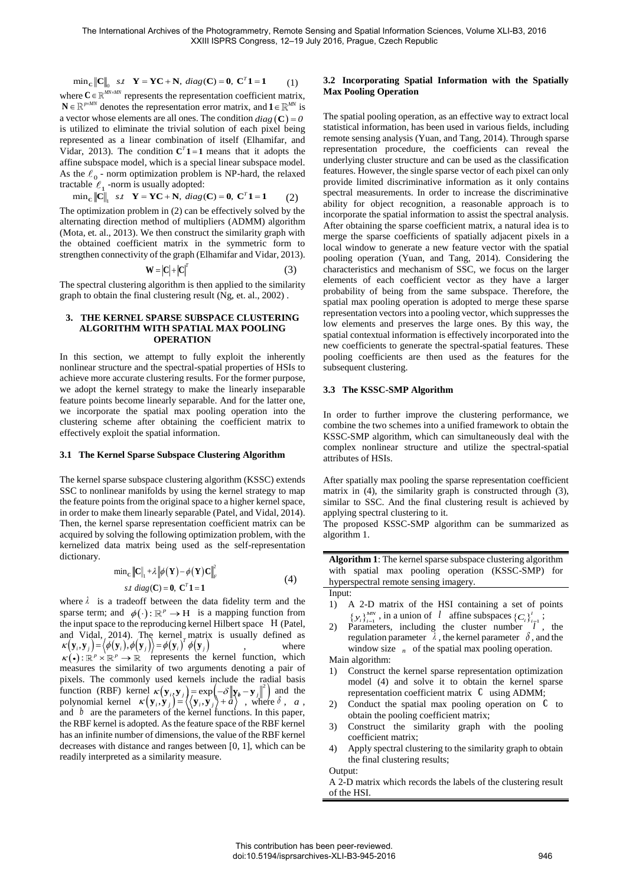$$\min_{\mathbf{C}} \|\mathbf{C}\|_0 \quad s.t \quad \mathbf{Y} = \mathbf{YC} + \mathbf{N},\ diag(\mathbf{C}) = \mathbf{0},\ \mathbf{C}^T\mathbf{1} = \mathbf{1} \tag{1}$$

where $\mathbf{C} \in \mathbb{R}^{MN \times MN}$ represents the representation coefficient matrix, $\mathbf{N} \in \mathbb{R}^{p \times MN}$ denotes the representation error matrix, and $\mathbf{1} \in \mathbb{R}^{MN}$ is a vector whose elements are all ones. The condition $diag(\mathbf{C}) = 0$ is utilized to eliminate the trivial solution of each pixel being represented as a linear combination of itself (Elhamifar, and Vidar, 2013). The condition $\mathbf{C}^T\mathbf{1} = \mathbf{1}$ means that it adopts the affine subspace model, which is a special linear subspace model. As the $\ell_0$ - norm optimization problem is NP-hard, the relaxed tractable $\ell_1$ -norm is usually adopted:

$$\min_{\mathbf{C}} \|\mathbf{C}\|_1 \quad s.t \quad \mathbf{Y} = \mathbf{YC} + \mathbf{N},\ diag(\mathbf{C}) = \mathbf{0},\ \mathbf{C}^T\mathbf{1} = \mathbf{1} \tag{2}$$

The optimization problem in (2) can be effectively solved by the alternating direction method of multipliers (ADMM) algorithm (Mota, et. al., 2013). We then construct the similarity graph with the obtained coefficient matrix in the symmetric form to strengthen connectivity of the graph (Elhamifar and Vidar, 2013).

$$\mathbf{W} = |\mathbf{C}| + |\mathbf{C}|^T \tag{3}$$

The spectral clustering algorithm is then applied to the similarity graph to obtain the final clustering result (Ng, et. al., 2002) .

## 3. THE KERNEL SPARSE SUBSPACE CLUSTERING ALGORITHM WITH SPATIAL MAX POOLING OPERATION

In this section, we attempt to fully exploit the inherently nonlinear structure and the spectral-spatial properties of HSIs to achieve more accurate clustering results. For the former purpose, we adopt the kernel strategy to make the linearly inseparable feature points become linearly separable. And for the latter one, we incorporate the spatial max pooling operation into the clustering scheme after obtaining the coefficient matrix to effectively exploit the spatial information.

### 3.1 The Kernel Sparse Subspace Clustering Algorithm

The kernel sparse subspace clustering algorithm (KSSC) extends SSC to nonlinear manifolds by using the kernel strategy to map the feature points from the original space to a higher kernel space, in order to make them linearly separable (Patel, and Vidal, 2014). Then, the kernel sparse representation coefficient matrix can be acquired by solving the following optimization problem, with the kernelized data matrix being used as the self-representation dictionary.

$$\begin{aligned} &\min_{\mathbf{C}} \|\mathbf{C}\|_1 + \lambda \|\phi(\mathbf{Y}) - \phi(\mathbf{Y})\mathbf{C}\|_F^2 \\ &s.t\ diag(\mathbf{C}) = \mathbf{0},\ \mathbf{C}^T\mathbf{1} = \mathbf{1} \end{aligned} \tag{4}$$

where $\lambda$ is a tradeoff between the data fidelity term and the sparse term; and $\phi(\cdot): \mathbb{R}^p \rightarrow \mathrm{H}$ is a mapping function from the input space to the reproducing kernel Hilbert space $\mathrm{H}$ (Patel, and Vidal, 2014). The kernel matrix is usually defined as $\kappa(\mathbf{y}_i, \mathbf{y}_j) = \langle \phi(\mathbf{y}_i), \phi(\mathbf{y}_j) \rangle = \phi(\mathbf{y}_i)^T \phi(\mathbf{y}_j)$, where $\kappa(\bullet): \mathbb{R}^p \times \mathbb{R}^p \rightarrow \mathbb{R}$ represents the kernel function, which measures the similarity of two arguments denoting a pair of pixels. The commonly used kernels include the radial basis function (RBF) kernel $\kappa(\mathbf{y}_i, \mathbf{y}_j) = \exp(-\delta \|\mathbf{y}_i - \mathbf{y}_j\|^2)$ and the polynomial kernel $\kappa(\mathbf{y}_i, \mathbf{y}_j) = \langle \langle \mathbf{y}_i, \mathbf{y}_j \rangle + a \rangle$, where $\delta$, $a$, and $b$ are the parameters of the kernel functions. In this paper, the RBF kernel is adopted. As the feature space of the RBF kernel has an infinite number of dimensions, the value of the RBF kernel decreases with distance and ranges between [0, 1], which can be readily interpreted as a similarity measure.

### 3.2 Incorporating Spatial Information with the Spatially Max Pooling Operation

The spatial pooling operation, as an effective way to extract local statistical information, has been used in various fields, including remote sensing analysis (Yuan, and Tang, 2014). Through sparse representation procedure, the coefficients can reveal the underlying cluster structure and can be used as the classification features. However, the single sparse vector of each pixel can only provide limited discriminative information as it only contains spectral measurements. In order to increase the discriminative ability for object recognition, a reasonable approach is to incorporate the spatial information to assist the spectral analysis. After obtaining the sparse coefficient matrix, a natural idea is to merge the sparse coefficients of spatially adjacent pixels in a local window to generate a new feature vector with the spatial pooling operation (Yuan, and Tang, 2014). Considering the characteristics and mechanism of SSC, we focus on the larger elements of each coefficient vector as they have a larger probability of being from the same subspace. Therefore, the spatial max pooling operation is adopted to merge these sparse representation vectors into a pooling vector, which suppresses the low elements and preserves the large ones. By this way, the spatial contextual information is effectively incorporated into the new coefficients to generate the spectral-spatial features. These pooling coefficients are then used as the features for the subsequent clustering.

### 3.3 The KSSC-SMP Algorithm

In order to further improve the clustering performance, we combine the two schemes into a unified framework to obtain the KSSC-SMP algorithm, which can simultaneously deal with the complex nonlinear structure and utilize the spectral-spatial attributes of HSIs.

After spatially max pooling the sparse representation coefficient matrix in (4), the similarity graph is constructed through (3), similar to SSC. And the final clustering result is achieved by applying spectral clustering to it.

The proposed KSSC-SMP algorithm can be summarized as algorithm 1.

**Algorithm 1**: The kernel sparse subspace clustering algorithm with spatial max pooling operation (KSSC-SMP) for hyperspectral remote sensing imagery.

Input:

1) A 2-D matrix of the HSI containing a set of points $\{y_i\}_{i=1}^{MN}$, in a union of $l$ affine subspaces $\{C_i\}_{i=1}^{l}$;
2) Parameters, including the cluster number $l$, the regulation parameter $\lambda$, the kernel parameter $\delta$, and the window size $n$ of the spatial max pooling operation.

Main algorithm:

1) Construct the kernel sparse representation optimization model (4) and solve it to obtain the kernel sparse representation coefficient matrix $\mathbf{C}$ using ADMM;
2) Conduct the spatial max pooling operation on $\mathbf{C}$ to obtain the pooling coefficient matrix;
3) Construct the similarity graph with the pooling coefficient matrix;
4) Apply spectral clustering to the similarity graph to obtain the final clustering results;

Output:

A 2-D matrix which records the labels of the clustering result of the HSI.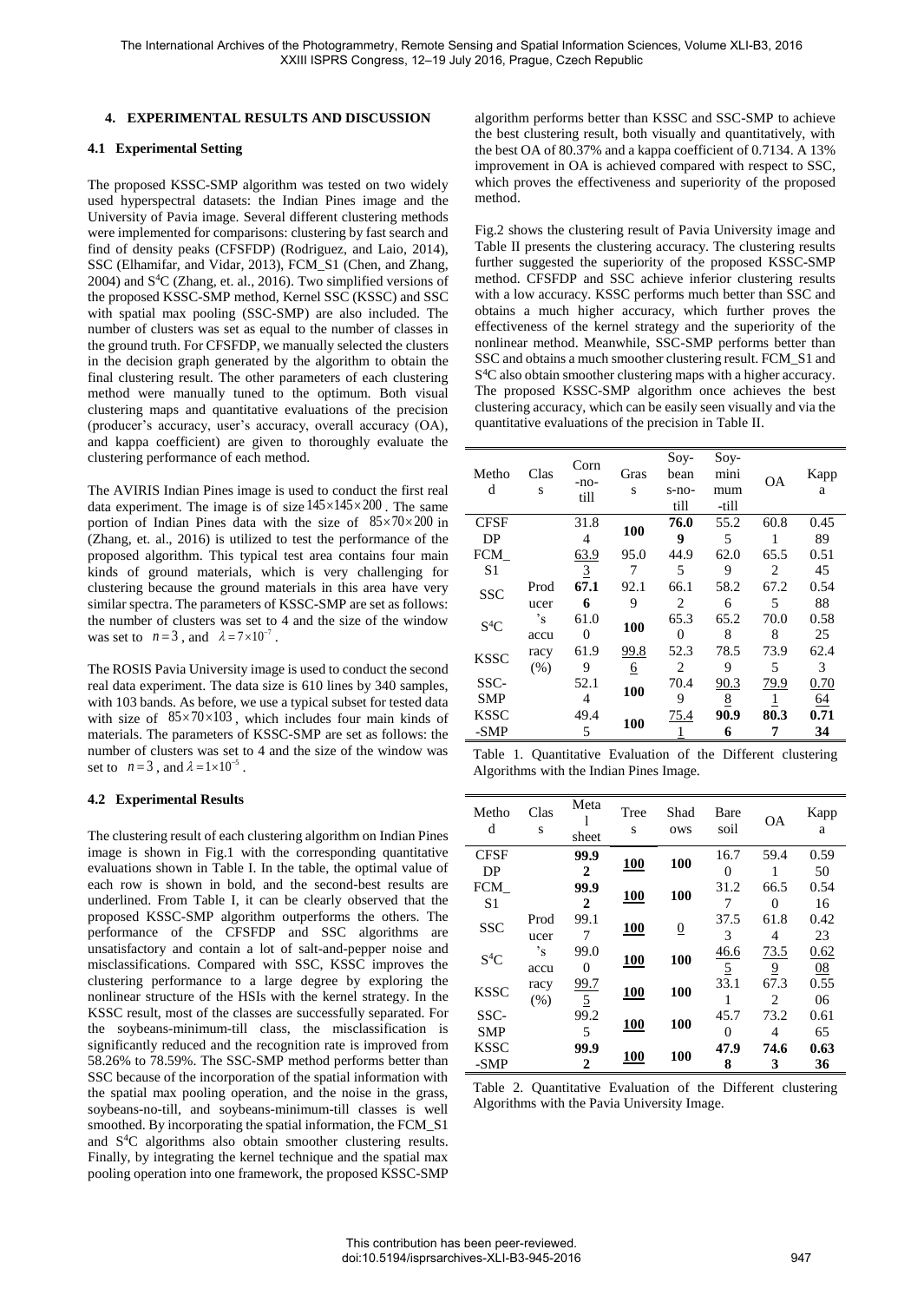## 4. EXPERIMENTAL RESULTS AND DISCUSSION

### 4.1 Experimental Setting

The proposed KSSC-SMP algorithm was tested on two widely used hyperspectral datasets: the Indian Pines image and the University of Pavia image. Several different clustering methods were implemented for comparisons: clustering by fast search and find of density peaks (CFSFDP) (Rodriguez, and Laio, 2014), SSC (Elhamifar, and Vidar, 2013), FCM_S1 (Chen, and Zhang, 2004) and $S^4C$ (Zhang, et. al., 2016). Two simplified versions of the proposed KSSC-SMP method, Kernel SSC (KSSC) and SSC with spatial max pooling (SSC-SMP) are also included. The number of clusters was set as equal to the number of classes in the ground truth. For CFSFDP, we manually selected the clusters in the decision graph generated by the algorithm to obtain the final clustering result. The other parameters of each clustering method were manually tuned to the optimum. Both visual clustering maps and quantitative evaluations of the precision (producer's accuracy, user's accuracy, overall accuracy (OA), and kappa coefficient) are given to thoroughly evaluate the clustering performance of each method.

The AVIRIS Indian Pines image is used to conduct the first real data experiment. The image is of size $145\times145\times200$. The same portion of Indian Pines data with the size of $85\times70\times200$ in (Zhang, et. al., 2016) is utilized to test the performance of the proposed algorithm. This typical test area contains four main kinds of ground materials, which is very challenging for clustering because the ground materials in this area have very similar spectra. The parameters of KSSC-SMP are set as follows: the number of clusters was set to 4 and the size of the window was set to $n=3$, and $\lambda=7\times10^{-7}$.

The ROSIS Pavia University image is used to conduct the second real data experiment. The data size is 610 lines by 340 samples, with 103 bands. As before, we use a typical subset for tested data with size of $85\times70\times103$, which includes four main kinds of materials. The parameters of KSSC-SMP are set as follows: the number of clusters was set to 4 and the size of the window was set to $n=3$, and $\lambda=1\times10^{-5}$.

### 4.2 Experimental Results

The clustering result of each clustering algorithm on Indian Pines image is shown in Fig.1 with the corresponding quantitative evaluations shown in Table I. In the table, the optimal value of each row is shown in bold, and the second-best results are underlined. From Table I, it can be clearly observed that the proposed KSSC-SMP algorithm outperforms the others. The performance of the CFSFDP and SSC algorithms are unsatisfactory and contain a lot of salt-and-pepper noise and misclassifications. Compared with SSC, KSSC improves the clustering performance to a large degree by exploring the nonlinear structure of the HSIs with the kernel strategy. In the KSSC result, most of the classes are successfully separated. For the soybeans-minimum-till class, the misclassification is significantly reduced and the recognition rate is improved from 58.26% to 78.59%. The SSC-SMP method performs better than SSC because of the incorporation of the spatial information with the spatial max pooling operation, and the noise in the grass, soybeans-no-till, and soybeans-minimum-till classes is well smoothed. By incorporating the spatial information, the FCM_S1 and $S^4C$ algorithms also obtain smoother clustering results. Finally, by integrating the kernel technique and the spatial max pooling operation into one framework, the proposed KSSC-SMP algorithm performs better than KSSC and SSC-SMP to achieve the best clustering result, both visually and quantitatively, with the best OA of 80.37% and a kappa coefficient of 0.7134. A 13% improvement in OA is achieved compared with respect to SSC, which proves the effectiveness and superiority of the proposed method.

Fig.2 shows the clustering result of Pavia University image and Table II presents the clustering accuracy. The clustering results further suggested the superiority of the proposed KSSC-SMP method. CFSFDP and SSC achieve inferior clustering results with a low accuracy. KSSC performs much better than SSC and obtains a much higher accuracy, which further proves the effectiveness of the kernel strategy and the superiority of the nonlinear method. Meanwhile, SSC-SMP performs better than SSC and obtains a much smoother clustering result. FCM_S1 and $S^4C$ also obtain smoother clustering maps with a higher accuracy. The proposed KSSC-SMP algorithm once achieves the best clustering accuracy, which can be easily seen visually and via the quantitative evaluations of the precision in Table II.

| Method | Class | Corn-no-till | Grass | Soy-bean s-no-till | Soy-minimum-till | OA | Kappa |
|---|---|---|---|---|---|---|---|
| CFSFDP | Producer's accuracy (%) | 31.84 | **100** | **76.09** | 55.25 | 60.81 | 0.4589 |
| FCM_S1 | | <u>63.93</u> | 95.07 | 44.95 | 62.09 | 65.52 | 0.5145 |
| SSC | | **67.16** | 92.19 | 66.12 | 58.26 | 67.25 | 0.5488 |
| $S^4C$ | | 61.00 | **100** | 65.30 | 65.28 | 70.08 | 0.5825 |
| KSSC | | 61.99 | <u>99.86</u> | 52.32 | 78.59 | 73.95 | 62.43 |
| SSC-SMP | | 52.14 | **100** | 70.49 | <u>90.38</u> | <u>79.91</u> | <u>0.7064</u> |
| KSSC-SMP | | 49.45 | **100** | <u>75.41</u> | **90.96** | **80.37** | **0.7134** |

Table 1. Quantitative Evaluation of the Different clustering Algorithms with the Indian Pines Image.

| Method | Class | Metal sheet | Trees | Shadows | Bare soil | OA | Kappa |
|---|---|---|---|---|---|---|---|
| CFSFDP | Producer's accuracy (%) | **99.92** | <u>**100**</u> | **100** | 16.70 | 59.41 | 0.5950 |
| FCM_S1 | | **99.92** | <u>**100**</u> | **100** | 31.27 | 66.50 | 0.5416 |
| SSC | | 99.17 | <u>**100**</u> | <u>0</u> | 37.53 | 61.84 | 0.4223 |
| $S^4C$ | | 99.00 | <u>**100**</u> | **100** | <u>46.65</u> | <u>73.59</u> | <u>0.6208</u> |
| KSSC | | <u>99.75</u> | <u>**100**</u> | **100** | 33.11 | 67.32 | 0.5506 |
| SSC-SMP | | 99.25 | <u>**100**</u> | **100** | 45.70 | 73.24 | 0.6165 |
| KSSC-SMP | | **99.92** | <u>**100**</u> | **100** | **47.98** | **74.63** | **0.6336** |

Table 2. Quantitative Evaluation of the Different clustering Algorithms with the Pavia University Image.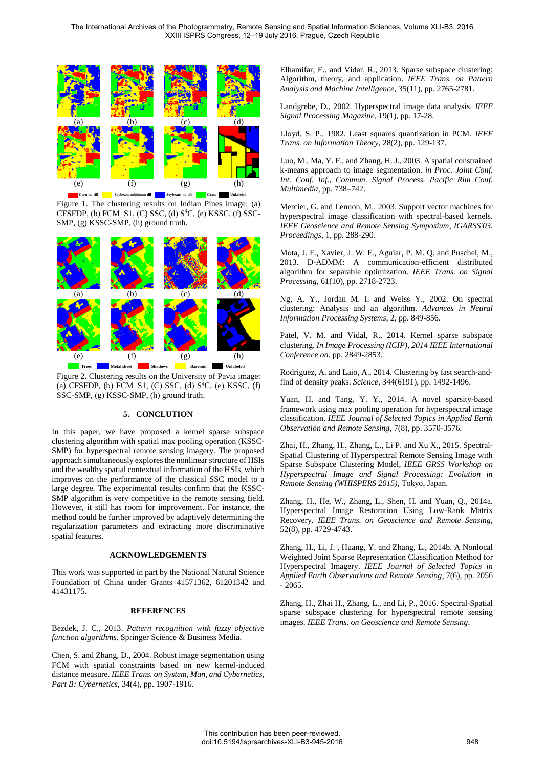(a) (b) (c) (d)

(e) (f) (g) (h)

Corn-no-till Soybeans-minimum-till Soybeans-no-till Grass Unlabeled

Figure 1. The clustering results on Indian Pines image: (a) CFSFDP, (b) FCM_S1, (C) SSC, (d) $S^4C$, (e) KSSC, (f) SSC-SMP, (g) KSSC-SMP, (h) ground truth.

(a) (b) (c) (d)

(e) (f) (g) (h)

Trees Metal sheet Shadows Bare soil Unlabeled

Figure 2. Clustering results on the University of Pavia image: (a) CFSFDP, (b) FCM_S1, (C) SSC, (d) $S^4C$, (e) KSSC, (f) SSC-SMP, (g) KSSC-SMP, (h) ground truth.

## 5. CONCLUTION

In this paper, we have proposed a kernel sparse subspace clustering algorithm with spatial max pooling operation (KSSC-SMP) for hyperspectral remote sensing imagery. The proposed approach simultaneously explores the nonlinear structure of HSIs and the wealthy spatial contextual information of the HSIs, which improves on the performance of the classical SSC model to a large degree. The experimental results confirm that the KSSC-SMP algorithm is very competitive in the remote sensing field. However, it still has room for improvement. For instance, the method could be further improved by adaptively determining the regularization parameters and extracting more discriminative spatial features.

## ACKNOWLEDGEMENTS

This work was supported in part by the National Natural Science Foundation of China under Grants 41571362, 61201342 and 41431175.

## REFERENCES

Bezdek, J. C., 2013. *Pattern recognition with fuzzy objective function algorithms*. Springer Science & Business Media.

Chen, S. and Zhang, D., 2004. Robust image segmentation using FCM with spatial constraints based on new kernel-induced distance measure. *IEEE Trans. on System, Man, and Cybernetics, Part B: Cybernetics*, 34(4), pp. 1907-1916.

Elhamifar, E., and Vidar, R., 2013. Sparse subspace clustering: Algorithm, theory, and application. *IEEE Trans. on Pattern Analysis and Machine Intelligence*, 35(11), pp. 2765-2781.

Landgrebe, D., 2002. Hyperspectral image data analysis. *IEEE Signal Processing Magazine*, 19(1), pp. 17-28.

Lloyd, S. P., 1982. Least squares quantization in PCM. *IEEE Trans. on Information Theory*, 28(2), pp. 129-137.

Luo, M., Ma, Y. F., and Zhang, H. J., 2003. A spatial constrained k-means approach to image segmentation. *in Proc. Joint Conf. Int. Conf. Inf., Commun. Signal Process. Pacific Rim Conf. Multimedia*, pp. 738–742.

Mercier, G. and Lennon, M., 2003. Support vector machines for hyperspectral image classification with spectral-based kernels. *IEEE Geoscience and Remote Sensing Symposium, IGARSS'03. Proceedings*, 1, pp. 288-290.

Mota, J. F., Xavier, J. W. F., Aguiar, P. M. Q. and Puschel, M., 2013. D-ADMM: A communication-efficient distributed algorithm for separable optimization. *IEEE Trans. on Signal Processing*, 61(10), pp. 2718-2723.

Ng, A. Y., Jordan M. I. and Weiss Y., 2002. On spectral clustering: Analysis and an algorithm. *Advances in Neural Information Processing Systems*, 2, pp. 849-856.

Patel, V. M. and Vidal, R., 2014. Kernel sparse subspace clustering. *In Image Processing (ICIP), 2014 IEEE International Conference on*, pp. 2849-2853.

Rodriguez, A. and Laio, A., 2014. Clustering by fast search-and-find of density peaks. *Science*, 344(6191), pp. 1492-1496.

Yuan, H. and Tang, Y. Y., 2014. A novel sparsity-based framework using max pooling operation for hyperspectral image classification. *IEEE Journal of Selected Topics in Applied Earth Observation and Remote Sensing*, 7(8), pp. 3570-3576.

Zhai, H., Zhang, H., Zhang, L., Li P. and Xu X., 2015. Spectral-Spatial Clustering of Hyperspectral Remote Sensing Image with Sparse Subspace Clustering Model, *IEEE GRSS Workshop on Hyperspectral Image and Signal Processing: Evolution in Remote Sensing (WHISPERS 2015)*, Tokyo, Japan.

Zhang, H., He, W., Zhang, L., Shen, H. and Yuan, Q., 2014a. Hyperspectral Image Restoration Using Low-Rank Matrix Recovery. *IEEE Trans. on Geoscience and Remote Sensing*, 52(8), pp. 4729-4743.

Zhang, H., Li, J. , Huang, Y. and Zhang, L., 2014b. A Nonlocal Weighted Joint Sparse Representation Classification Method for Hyperspectral Imagery. *IEEE Journal of Selected Topics in Applied Earth Observations and Remote Sensing*, 7(6), pp. 2056 - 2065.

Zhang, H., Zhai H., Zhang, L., and Li, P., 2016. Spectral-Spatial sparse subspace clustering for hyperspectral remote sensing images. *IEEE Trans. on Geoscience and Remote Sensing*.